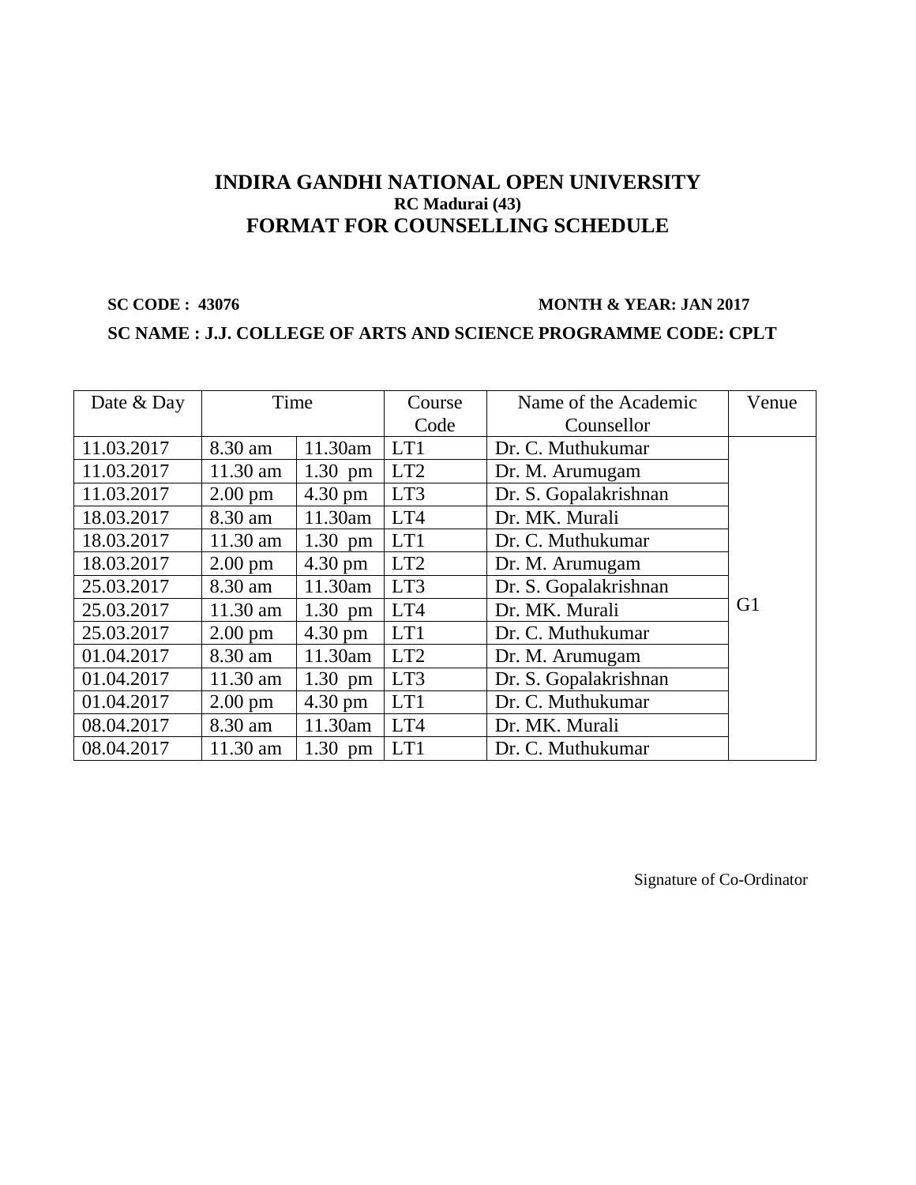# INDIRA GANDHI NATIONAL OPEN UNIVERSITY

**RC Madurai (43)**

## FORMAT FOR COUNSELLING SCHEDULE

**SC CODE : 43076** **MONTH & YEAR: JAN 2017**

**SC NAME : J.J. COLLEGE OF ARTS AND SCIENCE PROGRAMME CODE: CPLT**

| Date & Day | Time | | Course Code | Name of the Academic Counsellor | Venue |
|---|---|---|---|---|---|
| 11.03.2017 | 8.30 am | 11.30am | LT1 | Dr. C. Muthukumar | G1 |
| 11.03.2017 | 11.30 am | 1.30 pm | LT2 | Dr. M. Arumugam | |
| 11.03.2017 | 2.00 pm | 4.30 pm | LT3 | Dr. S. Gopalakrishnan | |
| 18.03.2017 | 8.30 am | 11.30am | LT4 | Dr. MK. Murali | |
| 18.03.2017 | 11.30 am | 1.30 pm | LT1 | Dr. C. Muthukumar | |
| 18.03.2017 | 2.00 pm | 4.30 pm | LT2 | Dr. M. Arumugam | |
| 25.03.2017 | 8.30 am | 11.30am | LT3 | Dr. S. Gopalakrishnan | |
| 25.03.2017 | 11.30 am | 1.30 pm | LT4 | Dr. MK. Murali | |
| 25.03.2017 | 2.00 pm | 4.30 pm | LT1 | Dr. C. Muthukumar | |
| 01.04.2017 | 8.30 am | 11.30am | LT2 | Dr. M. Arumugam | |
| 01.04.2017 | 11.30 am | 1.30 pm | LT3 | Dr. S. Gopalakrishnan | |
| 01.04.2017 | 2.00 pm | 4.30 pm | LT1 | Dr. C. Muthukumar | |
| 08.04.2017 | 8.30 am | 11.30am | LT4 | Dr. MK. Murali | |
| 08.04.2017 | 11.30 am | 1.30 pm | LT1 | Dr. C. Muthukumar | |

Signature of Co-Ordinator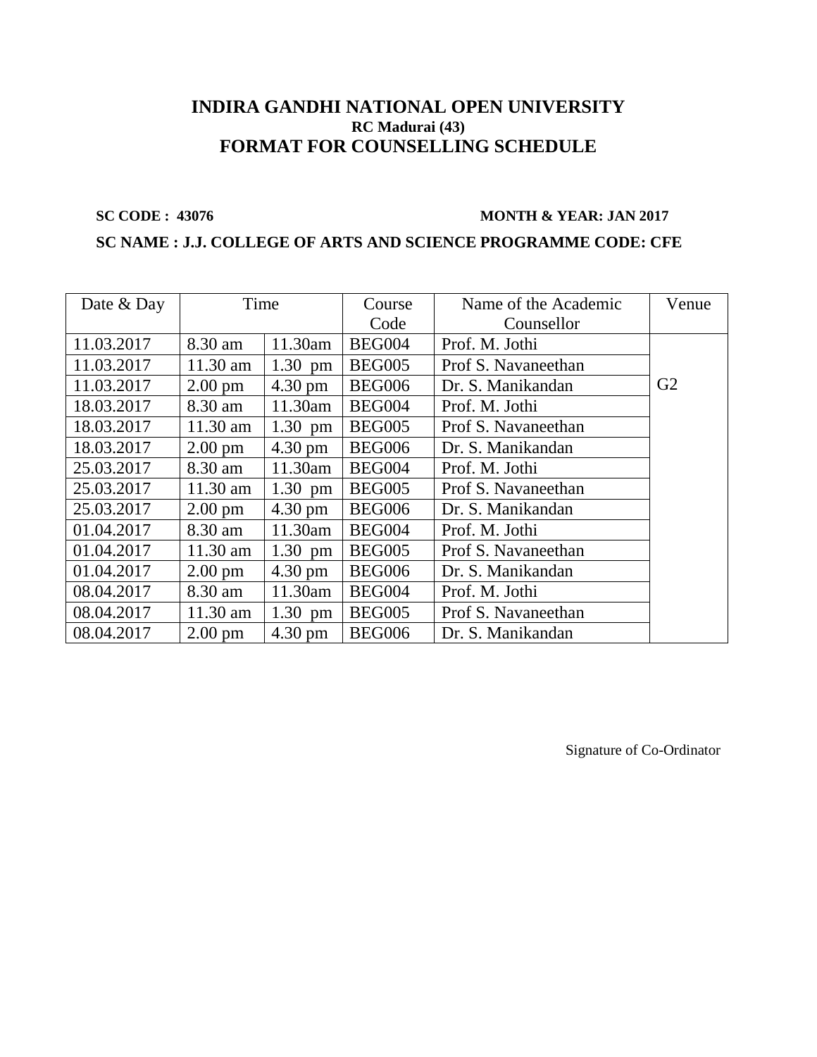# INDIRA GANDHI NATIONAL OPEN UNIVERSITY

**RC Madurai (43)**

## FORMAT FOR COUNSELLING SCHEDULE

**SC CODE : 43076** **MONTH & YEAR: JAN 2017**

**SC NAME : J.J. COLLEGE OF ARTS AND SCIENCE PROGRAMME CODE: CFE**

| Date & Day | Time | | Course Code | Name of the Academic Counsellor | Venue |
|---|---|---|---|---|---|
| 11.03.2017 | 8.30 am | 11.30am | BEG004 | Prof. M. Jothi | G2 |
| 11.03.2017 | 11.30 am | 1.30 pm | BEG005 | Prof S. Navaneethan | |
| 11.03.2017 | 2.00 pm | 4.30 pm | BEG006 | Dr. S. Manikandan | |
| 18.03.2017 | 8.30 am | 11.30am | BEG004 | Prof. M. Jothi | |
| 18.03.2017 | 11.30 am | 1.30 pm | BEG005 | Prof S. Navaneethan | |
| 18.03.2017 | 2.00 pm | 4.30 pm | BEG006 | Dr. S. Manikandan | |
| 25.03.2017 | 8.30 am | 11.30am | BEG004 | Prof. M. Jothi | |
| 25.03.2017 | 11.30 am | 1.30 pm | BEG005 | Prof S. Navaneethan | |
| 25.03.2017 | 2.00 pm | 4.30 pm | BEG006 | Dr. S. Manikandan | |
| 01.04.2017 | 8.30 am | 11.30am | BEG004 | Prof. M. Jothi | |
| 01.04.2017 | 11.30 am | 1.30 pm | BEG005 | Prof S. Navaneethan | |
| 01.04.2017 | 2.00 pm | 4.30 pm | BEG006 | Dr. S. Manikandan | |
| 08.04.2017 | 8.30 am | 11.30am | BEG004 | Prof. M. Jothi | |
| 08.04.2017 | 11.30 am | 1.30 pm | BEG005 | Prof S. Navaneethan | |
| 08.04.2017 | 2.00 pm | 4.30 pm | BEG006 | Dr. S. Manikandan | |

Signature of Co-Ordinator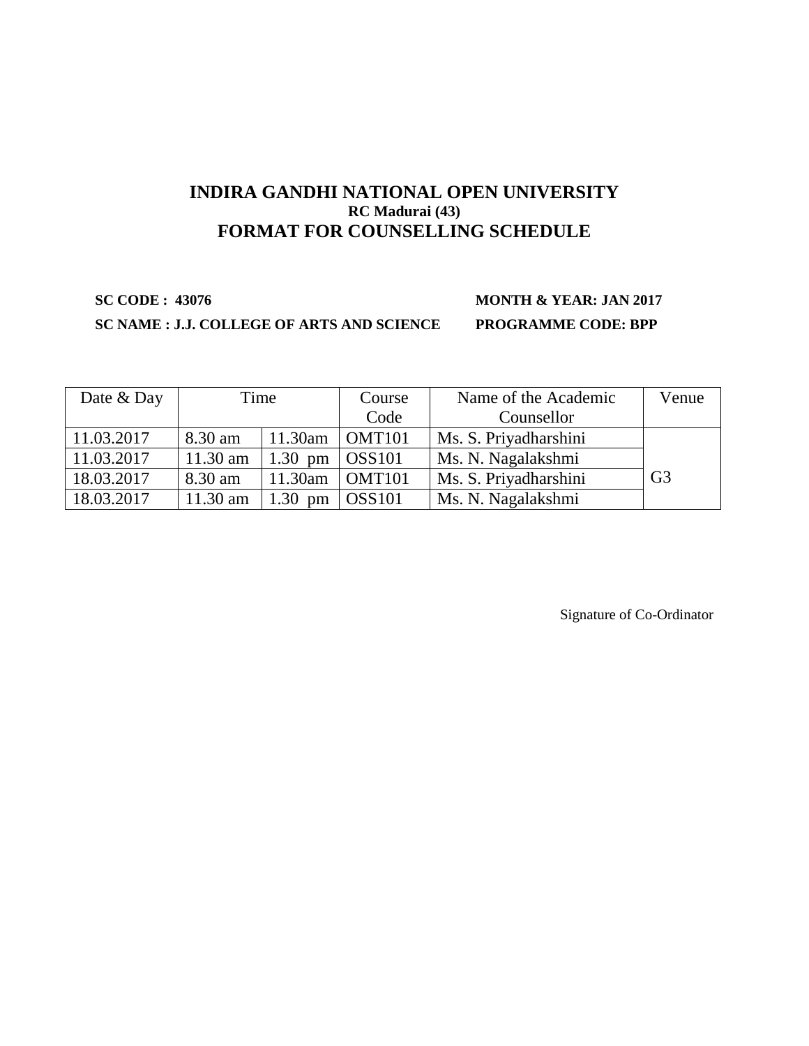# INDIRA GANDHI NATIONAL OPEN UNIVERSITY

### RC Madurai (43)

## FORMAT FOR COUNSELLING SCHEDULE

**SC CODE : 43076** **MONTH & YEAR: JAN 2017**

**SC NAME : J.J. COLLEGE OF ARTS AND SCIENCE** **PROGRAMME CODE: BPP**

| Date & Day | Time | | Course Code | Name of the Academic Counsellor | Venue |
|---|---|---|---|---|---|
| 11.03.2017 | 8.30 am | 11.30am | OMT101 | Ms. S. Priyadharshini | G3 |
| 11.03.2017 | 11.30 am | 1.30 pm | OSS101 | Ms. N. Nagalakshmi | |
| 18.03.2017 | 8.30 am | 11.30am | OMT101 | Ms. S. Priyadharshini | |
| 18.03.2017 | 11.30 am | 1.30 pm | OSS101 | Ms. N. Nagalakshmi | |

Signature of Co-Ordinator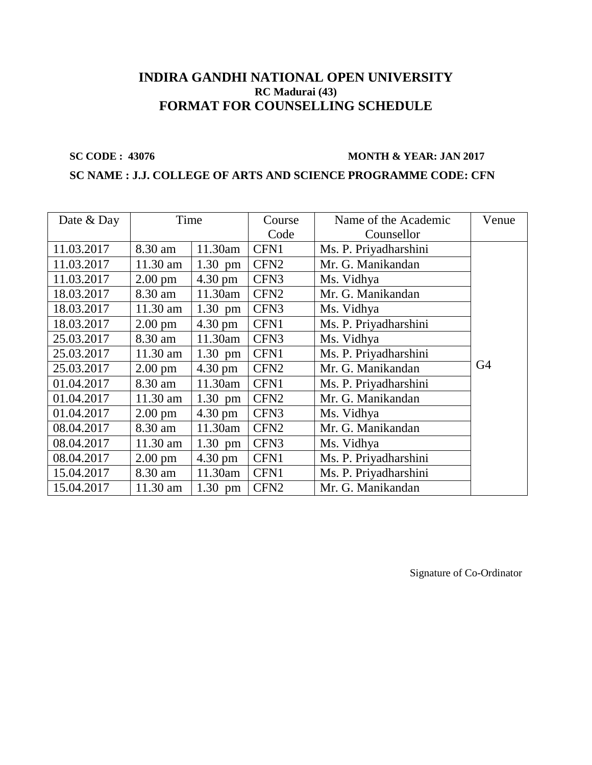# INDIRA GANDHI NATIONAL OPEN UNIVERSITY

**RC Madurai (43)**

## FORMAT FOR COUNSELLING SCHEDULE

**SC CODE : 43076** **MONTH & YEAR: JAN 2017**

**SC NAME : J.J. COLLEGE OF ARTS AND SCIENCE PROGRAMME CODE: CFN**

| Date & Day | Time | | Course Code | Name of the Academic Counsellor | Venue |
|---|---|---|---|---|---|
| 11.03.2017 | 8.30 am | 11.30am | CFN1 | Ms. P. Priyadharshini | G4 |
| 11.03.2017 | 11.30 am | 1.30 pm | CFN2 | Mr. G. Manikandan | |
| 11.03.2017 | 2.00 pm | 4.30 pm | CFN3 | Ms. Vidhya | |
| 18.03.2017 | 8.30 am | 11.30am | CFN2 | Mr. G. Manikandan | |
| 18.03.2017 | 11.30 am | 1.30 pm | CFN3 | Ms. Vidhya | |
| 18.03.2017 | 2.00 pm | 4.30 pm | CFN1 | Ms. P. Priyadharshini | |
| 25.03.2017 | 8.30 am | 11.30am | CFN3 | Ms. Vidhya | |
| 25.03.2017 | 11.30 am | 1.30 pm | CFN1 | Ms. P. Priyadharshini | |
| 25.03.2017 | 2.00 pm | 4.30 pm | CFN2 | Mr. G. Manikandan | |
| 01.04.2017 | 8.30 am | 11.30am | CFN1 | Ms. P. Priyadharshini | |
| 01.04.2017 | 11.30 am | 1.30 pm | CFN2 | Mr. G. Manikandan | |
| 01.04.2017 | 2.00 pm | 4.30 pm | CFN3 | Ms. Vidhya | |
| 08.04.2017 | 8.30 am | 11.30am | CFN2 | Mr. G. Manikandan | |
| 08.04.2017 | 11.30 am | 1.30 pm | CFN3 | Ms. Vidhya | |
| 08.04.2017 | 2.00 pm | 4.30 pm | CFN1 | Ms. P. Priyadharshini | |
| 15.04.2017 | 8.30 am | 11.30am | CFN1 | Ms. P. Priyadharshini | |
| 15.04.2017 | 11.30 am | 1.30 pm | CFN2 | Mr. G. Manikandan | |

Signature of Co-Ordinator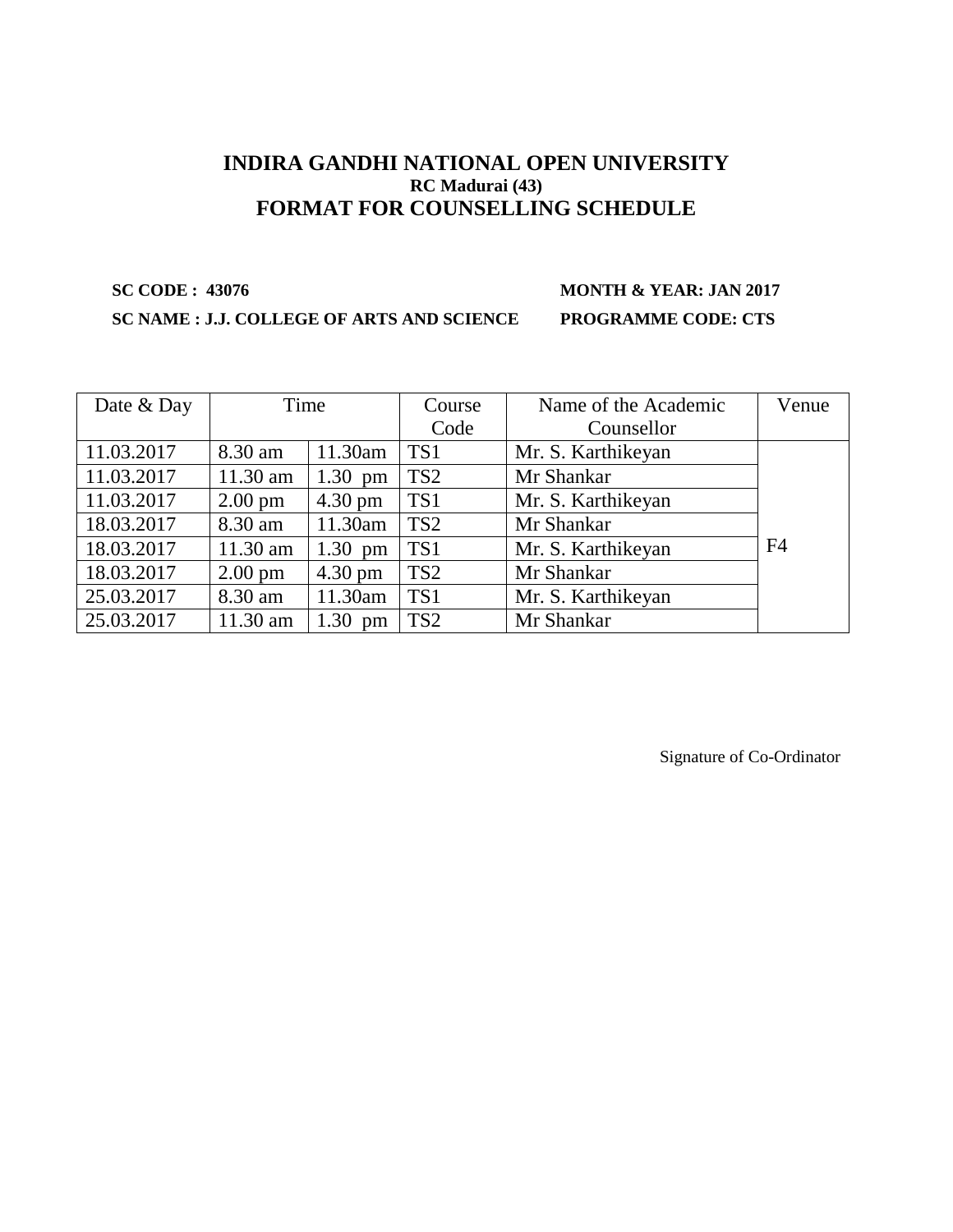# INDIRA GANDHI NATIONAL OPEN UNIVERSITY

### RC Madurai (43)

## FORMAT FOR COUNSELLING SCHEDULE

**SC CODE : 43076** **MONTH & YEAR: JAN 2017**

**SC NAME : J.J. COLLEGE OF ARTS AND SCIENCE** **PROGRAMME CODE: CTS**

| Date & Day | Time | | Course Code | Name of the Academic Counsellor | Venue |
|---|---|---|---|---|---|
| 11.03.2017 | 8.30 am | 11.30am | TS1 | Mr. S. Karthikeyan | F4 |
| 11.03.2017 | 11.30 am | 1.30 pm | TS2 | Mr Shankar | |
| 11.03.2017 | 2.00 pm | 4.30 pm | TS1 | Mr. S. Karthikeyan | |
| 18.03.2017 | 8.30 am | 11.30am | TS2 | Mr Shankar | |
| 18.03.2017 | 11.30 am | 1.30 pm | TS1 | Mr. S. Karthikeyan | |
| 18.03.2017 | 2.00 pm | 4.30 pm | TS2 | Mr Shankar | |
| 25.03.2017 | 8.30 am | 11.30am | TS1 | Mr. S. Karthikeyan | |
| 25.03.2017 | 11.30 am | 1.30 pm | TS2 | Mr Shankar | |

Signature of Co-Ordinator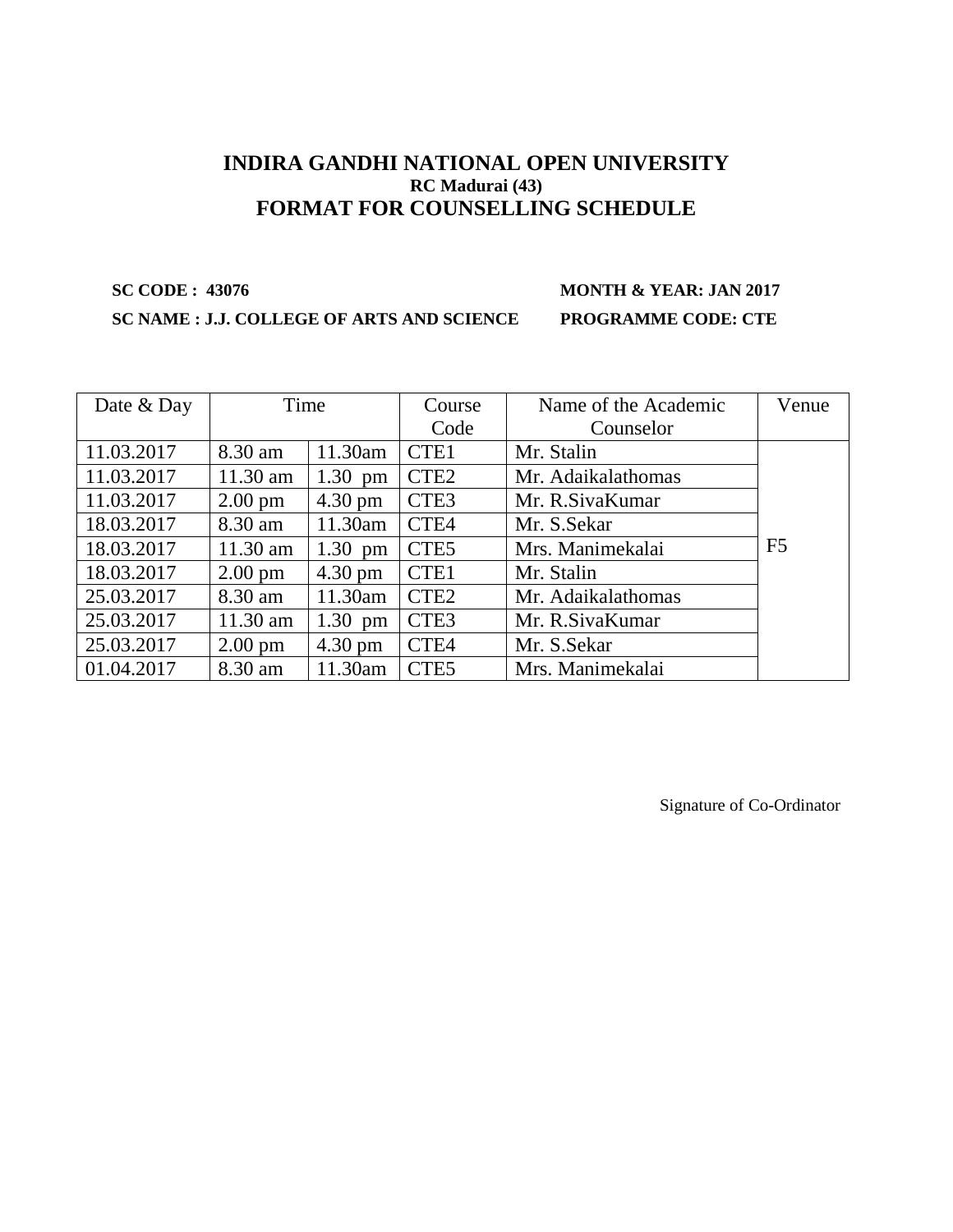# INDIRA GANDHI NATIONAL OPEN UNIVERSITY

### RC Madurai (43)

## FORMAT FOR COUNSELLING SCHEDULE

**SC CODE : 43076** **MONTH & YEAR: JAN 2017**

**SC NAME : J.J. COLLEGE OF ARTS AND SCIENCE** **PROGRAMME CODE: CTE**

| Date & Day | Time | | Course Code | Name of the Academic Counselor | Venue |
|---|---|---|---|---|---|
| 11.03.2017 | 8.30 am | 11.30am | CTE1 | Mr. Stalin | F5 |
| 11.03.2017 | 11.30 am | 1.30 pm | CTE2 | Mr. Adaikalathomas | |
| 11.03.2017 | 2.00 pm | 4.30 pm | CTE3 | Mr. R.SivaKumar | |
| 18.03.2017 | 8.30 am | 11.30am | CTE4 | Mr. S.Sekar | |
| 18.03.2017 | 11.30 am | 1.30 pm | CTE5 | Mrs. Manimekalai | |
| 18.03.2017 | 2.00 pm | 4.30 pm | CTE1 | Mr. Stalin | |
| 25.03.2017 | 8.30 am | 11.30am | CTE2 | Mr. Adaikalathomas | |
| 25.03.2017 | 11.30 am | 1.30 pm | CTE3 | Mr. R.SivaKumar | |
| 25.03.2017 | 2.00 pm | 4.30 pm | CTE4 | Mr. S.Sekar | |
| 01.04.2017 | 8.30 am | 11.30am | CTE5 | Mrs. Manimekalai | |

Signature of Co-Ordinator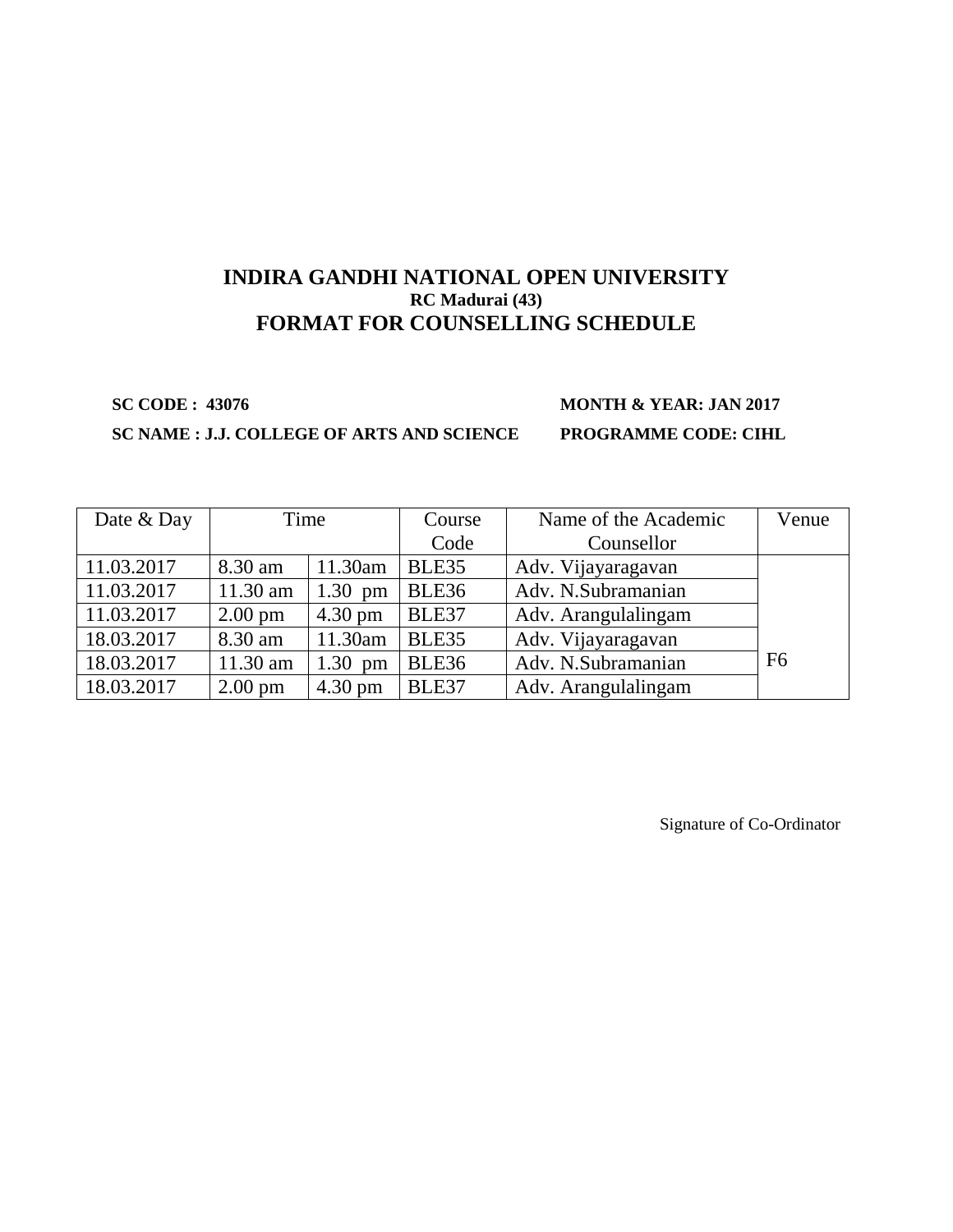# INDIRA GANDHI NATIONAL OPEN UNIVERSITY

### RC Madurai (43)

## FORMAT FOR COUNSELLING SCHEDULE

**SC CODE : 43076** **MONTH & YEAR: JAN 2017**

**SC NAME : J.J. COLLEGE OF ARTS AND SCIENCE** **PROGRAMME CODE: CIHL**

| Date & Day | Time | | Course Code | Name of the Academic Counsellor | Venue |
|---|---|---|---|---|---|
| 11.03.2017 | 8.30 am | 11.30am | BLE35 | Adv. Vijayaragavan | F6 |
| 11.03.2017 | 11.30 am | 1.30 pm | BLE36 | Adv. N.Subramanian | |
| 11.03.2017 | 2.00 pm | 4.30 pm | BLE37 | Adv. Arangulalingam | |
| 18.03.2017 | 8.30 am | 11.30am | BLE35 | Adv. Vijayaragavan | |
| 18.03.2017 | 11.30 am | 1.30 pm | BLE36 | Adv. N.Subramanian | |
| 18.03.2017 | 2.00 pm | 4.30 pm | BLE37 | Adv. Arangulalingam | |

Signature of Co-Ordinator